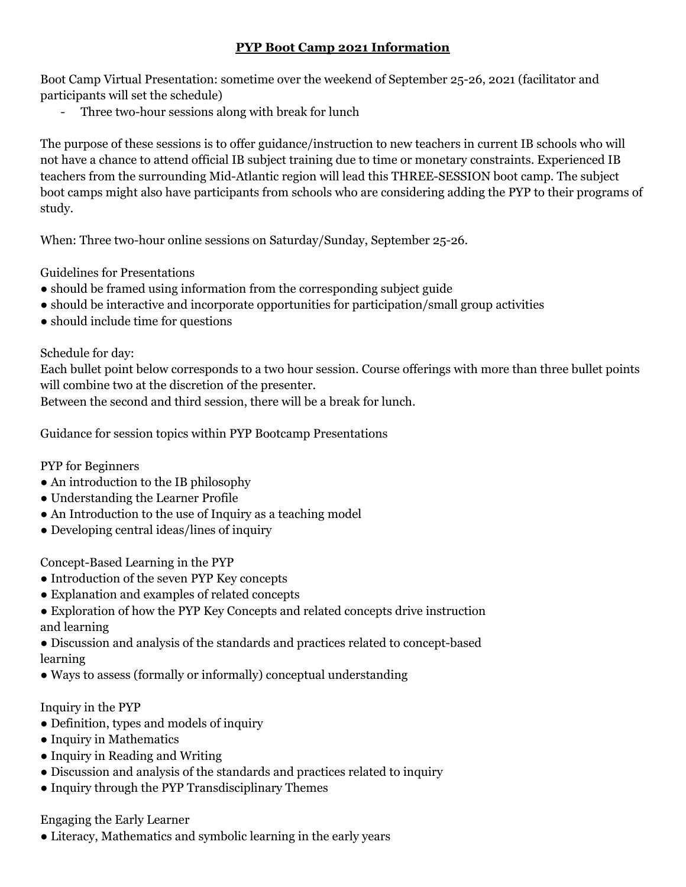# PYP Boot Camp 2021 Information

Boot Camp Virtual Presentation: sometime over the weekend of September 25-26, 2021 (facilitator and participants will set the schedule)

- Three two-hour sessions along with break for lunch

The purpose of these sessions is to offer guidance/instruction to new teachers in current IB schools who will not have a chance to attend official IB subject training due to time or monetary constraints. Experienced IB teachers from the surrounding Mid-Atlantic region will lead this THREE-SESSION boot camp. The subject boot camps might also have participants from schools who are considering adding the PYP to their programs of study.

When: Three two-hour online sessions on Saturday/Sunday, September 25-26.

Guidelines for Presentations

- should be framed using information from the corresponding subject guide
- should be interactive and incorporate opportunities for participation/small group activities
- should include time for questions

Schedule for day:

Each bullet point below corresponds to a two hour session. Course offerings with more than three bullet points will combine two at the discretion of the presenter.

Between the second and third session, there will be a break for lunch.

Guidance for session topics within PYP Bootcamp Presentations

PYP for Beginners

- An introduction to the IB philosophy
- Understanding the Learner Profile
- An Introduction to the use of Inquiry as a teaching model
- Developing central ideas/lines of inquiry

Concept-Based Learning in the PYP

- Introduction of the seven PYP Key concepts
- Explanation and examples of related concepts
- Exploration of how the PYP Key Concepts and related concepts drive instruction and learning
- Discussion and analysis of the standards and practices related to concept-based learning
- Ways to assess (formally or informally) conceptual understanding

Inquiry in the PYP

- Definition, types and models of inquiry
- Inquiry in Mathematics
- Inquiry in Reading and Writing
- Discussion and analysis of the standards and practices related to inquiry
- Inquiry through the PYP Transdisciplinary Themes

Engaging the Early Learner

- Literacy, Mathematics and symbolic learning in the early years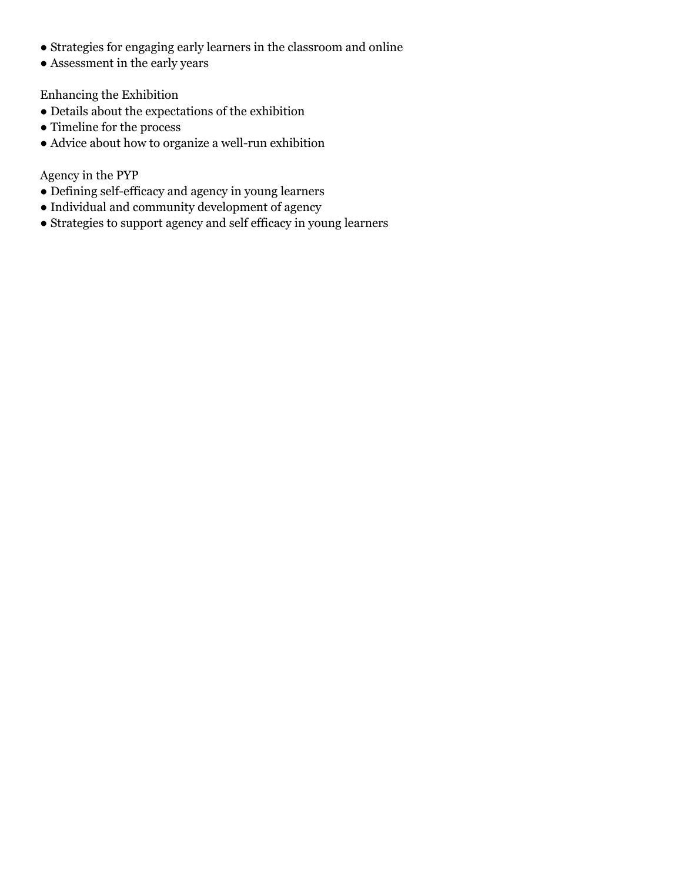- Strategies for engaging early learners in the classroom and online
- Assessment in the early years

Enhancing the Exhibition

- Details about the expectations of the exhibition
- Timeline for the process
- Advice about how to organize a well-run exhibition

Agency in the PYP

- Defining self-efficacy and agency in young learners
- Individual and community development of agency
- Strategies to support agency and self efficacy in young learners